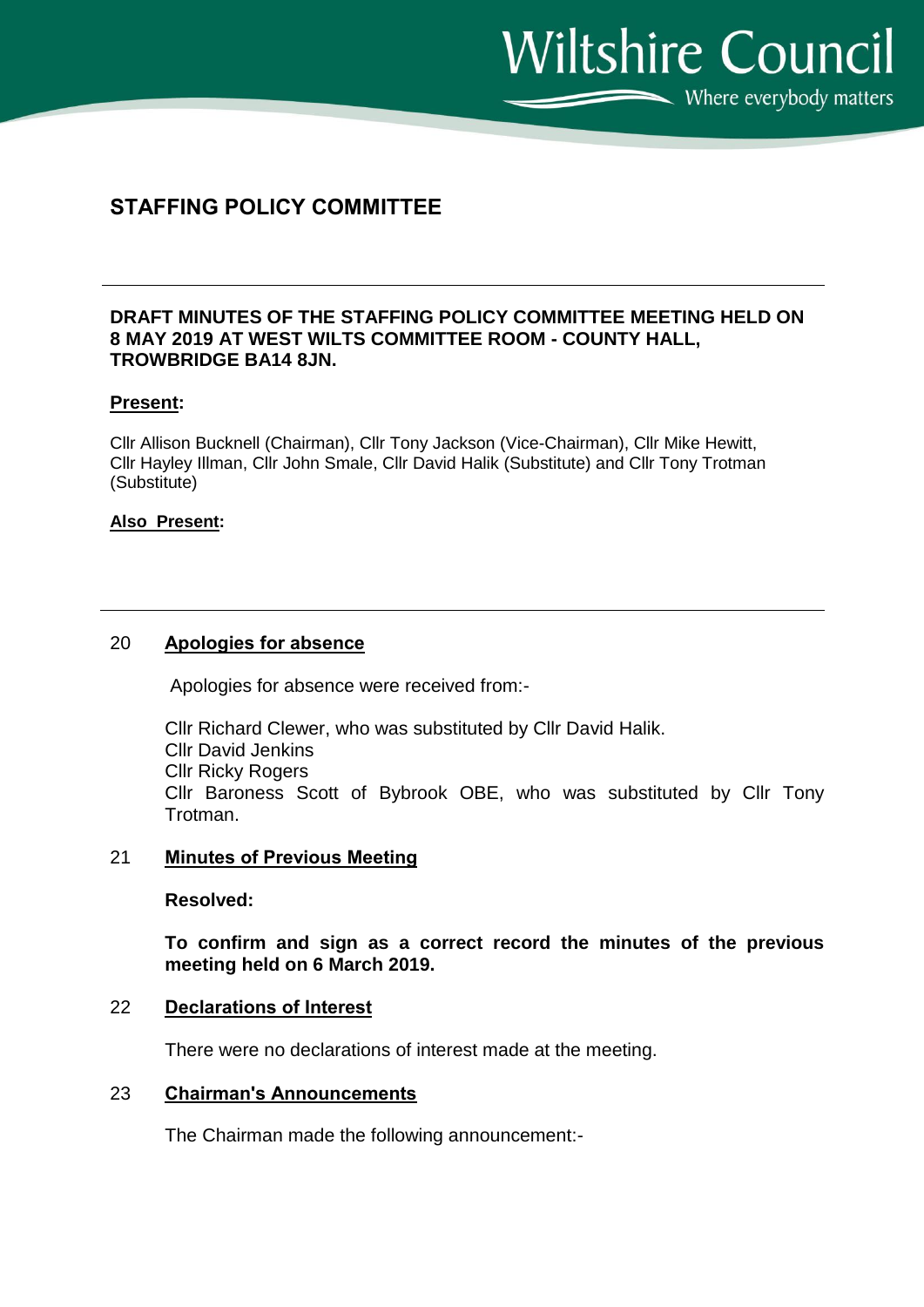Wiltshire Council

Where everybody matters

# STAFFING POLICY COMMITTEE

**DRAFT MINUTES OF THE STAFFING POLICY COMMITTEE MEETING HELD ON 8 MAY 2019 AT WEST WILTS COMMITTEE ROOM - COUNTY HALL, TROWBRIDGE BA14 8JN.**

**Present:**

Cllr Allison Bucknell (Chairman), Cllr Tony Jackson (Vice-Chairman), Cllr Mike Hewitt, Cllr Hayley Illman, Cllr John Smale, Cllr David Halik (Substitute) and Cllr Tony Trotman (Substitute)

**Also Present:**

## 20 Apologies for absence

Apologies for absence were received from:-

Cllr Richard Clewer, who was substituted by Cllr David Halik.
Cllr David Jenkins
Cllr Ricky Rogers
Cllr Baroness Scott of Bybrook OBE, who was substituted by Cllr Tony Trotman.

## 21 Minutes of Previous Meeting

**Resolved:**

**To confirm and sign as a correct record the minutes of the previous meeting held on 6 March 2019.**

## 22 Declarations of Interest

There were no declarations of interest made at the meeting.

## 23 Chairman's Announcements

The Chairman made the following announcement:-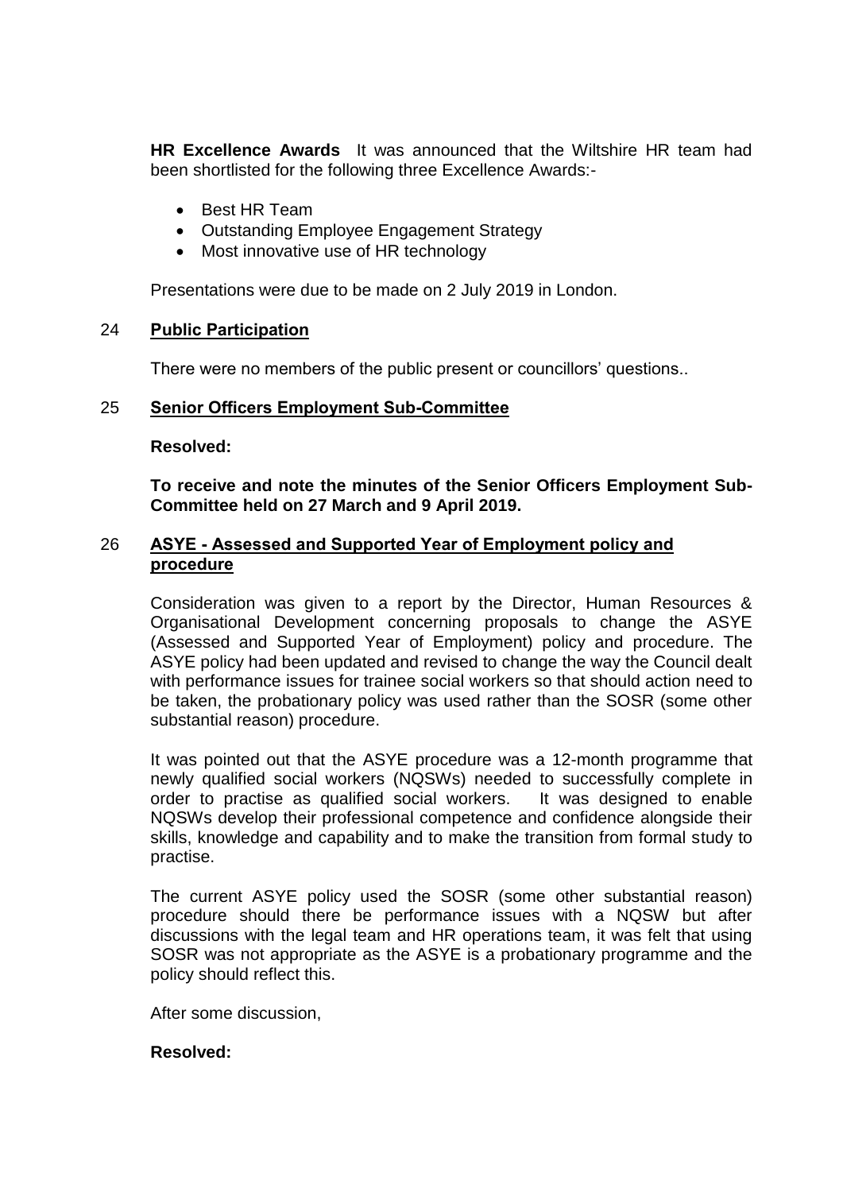**HR Excellence Awards** It was announced that the Wiltshire HR team had been shortlisted for the following three Excellence Awards:-

- Best HR Team
- Outstanding Employee Engagement Strategy
- Most innovative use of HR technology

Presentations were due to be made on 2 July 2019 in London.

## 24 Public Participation

There were no members of the public present or councillors' questions..

## 25 Senior Officers Employment Sub-Committee

**Resolved:**

**To receive and note the minutes of the Senior Officers Employment Sub-Committee held on 27 March and 9 April 2019.**

## 26 ASYE - Assessed and Supported Year of Employment policy and procedure

Consideration was given to a report by the Director, Human Resources & Organisational Development concerning proposals to change the ASYE (Assessed and Supported Year of Employment) policy and procedure. The ASYE policy had been updated and revised to change the way the Council dealt with performance issues for trainee social workers so that should action need to be taken, the probationary policy was used rather than the SOSR (some other substantial reason) procedure.

It was pointed out that the ASYE procedure was a 12-month programme that newly qualified social workers (NQSWs) needed to successfully complete in order to practise as qualified social workers. It was designed to enable NQSWs develop their professional competence and confidence alongside their skills, knowledge and capability and to make the transition from formal study to practise.

The current ASYE policy used the SOSR (some other substantial reason) procedure should there be performance issues with a NQSW but after discussions with the legal team and HR operations team, it was felt that using SOSR was not appropriate as the ASYE is a probationary programme and the policy should reflect this.

After some discussion,

**Resolved:**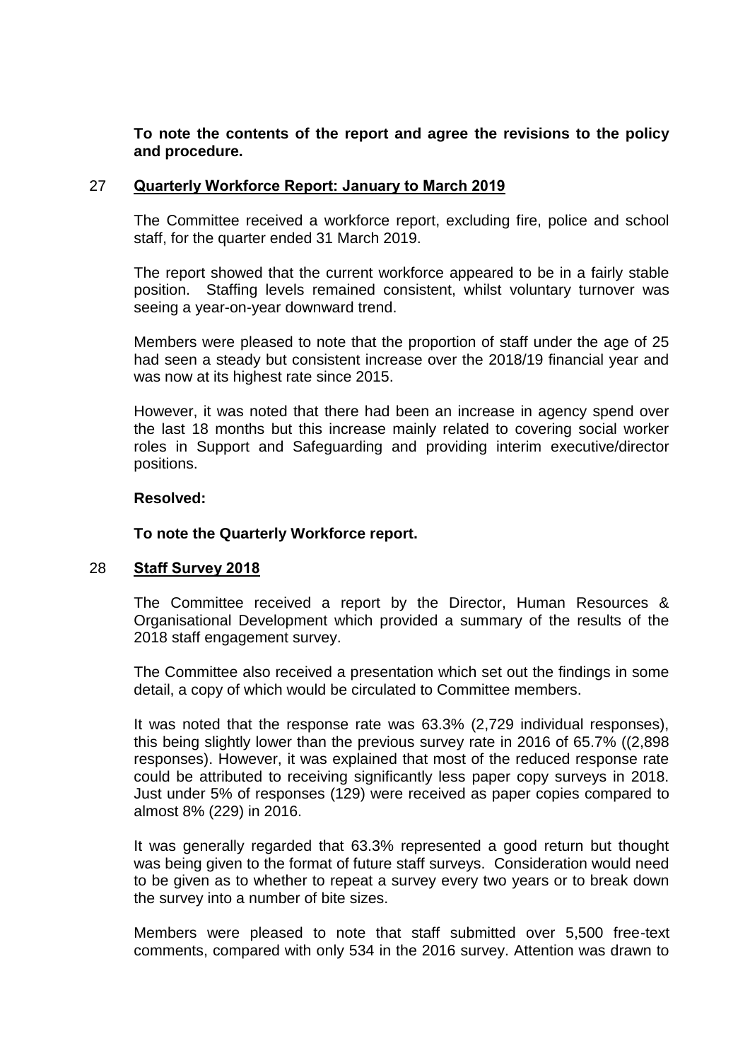**To note the contents of the report and agree the revisions to the policy and procedure.**

## 27 Quarterly Workforce Report: January to March 2019

The Committee received a workforce report, excluding fire, police and school staff, for the quarter ended 31 March 2019.

The report showed that the current workforce appeared to be in a fairly stable position. Staffing levels remained consistent, whilst voluntary turnover was seeing a year-on-year downward trend.

Members were pleased to note that the proportion of staff under the age of 25 had seen a steady but consistent increase over the 2018/19 financial year and was now at its highest rate since 2015.

However, it was noted that there had been an increase in agency spend over the last 18 months but this increase mainly related to covering social worker roles in Support and Safeguarding and providing interim executive/director positions.

**Resolved:**

**To note the Quarterly Workforce report.**

## 28 Staff Survey 2018

The Committee received a report by the Director, Human Resources & Organisational Development which provided a summary of the results of the 2018 staff engagement survey.

The Committee also received a presentation which set out the findings in some detail, a copy of which would be circulated to Committee members.

It was noted that the response rate was 63.3% (2,729 individual responses), this being slightly lower than the previous survey rate in 2016 of 65.7% ((2,898 responses). However, it was explained that most of the reduced response rate could be attributed to receiving significantly less paper copy surveys in 2018. Just under 5% of responses (129) were received as paper copies compared to almost 8% (229) in 2016.

It was generally regarded that 63.3% represented a good return but thought was being given to the format of future staff surveys. Consideration would need to be given as to whether to repeat a survey every two years or to break down the survey into a number of bite sizes.

Members were pleased to note that staff submitted over 5,500 free-text comments, compared with only 534 in the 2016 survey. Attention was drawn to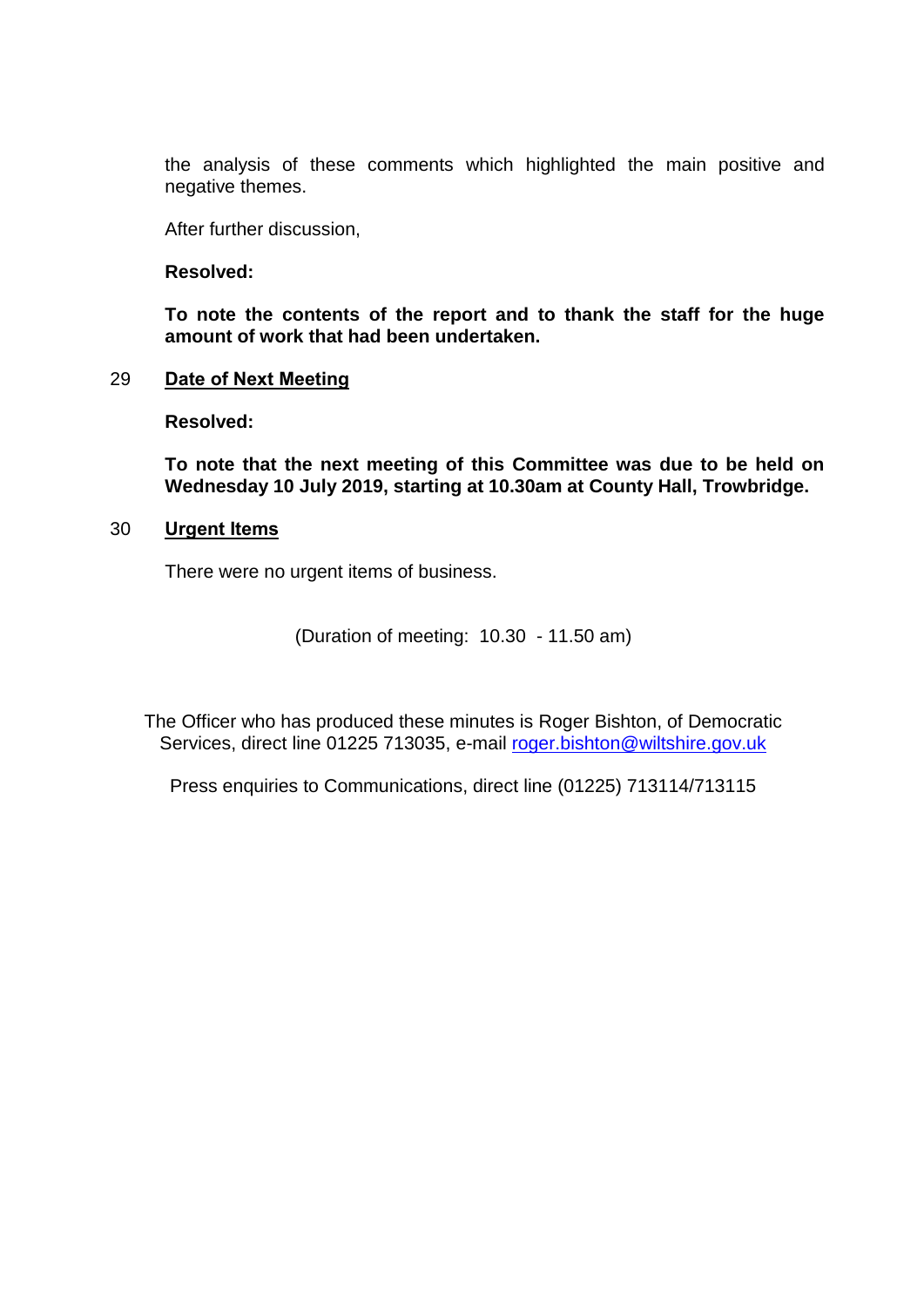the analysis of these comments which highlighted the main positive and negative themes.

After further discussion,

**Resolved:**

**To note the contents of the report and to thank the staff for the huge amount of work that had been undertaken.**

## 29 Date of Next Meeting

**Resolved:**

**To note that the next meeting of this Committee was due to be held on Wednesday 10 July 2019, starting at 10.30am at County Hall, Trowbridge.**

## 30 Urgent Items

There were no urgent items of business.

(Duration of meeting: 10.30 - 11.50 am)

The Officer who has produced these minutes is Roger Bishton, of Democratic Services, direct line 01225 713035, e-mail [roger.bishton@wiltshire.gov.uk](mailto:roger.bishton@wiltshire.gov.uk)

Press enquiries to Communications, direct line (01225) 713114/713115